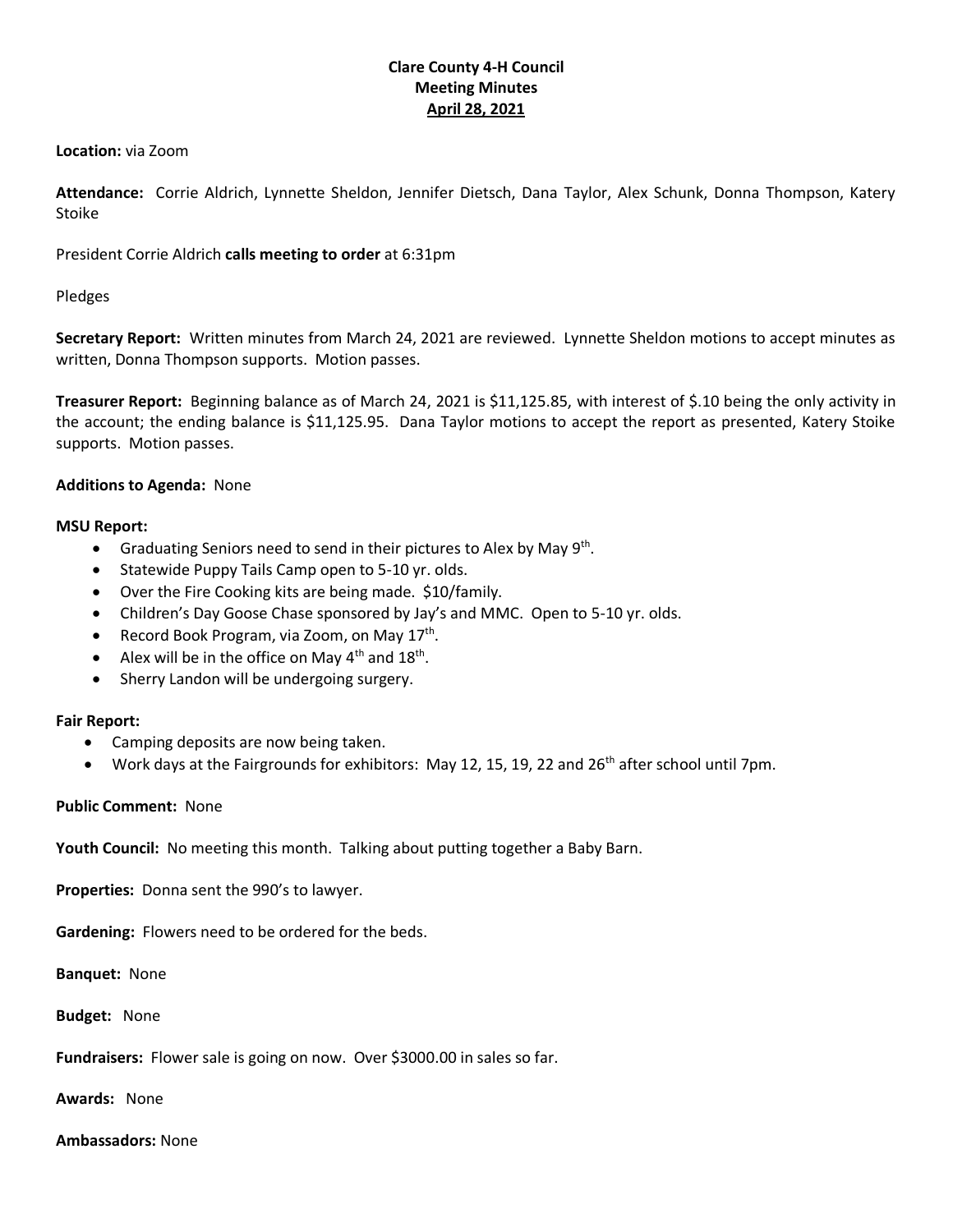**Clare County 4-H Council**
**Meeting Minutes**
**April 28, 2021**

**Location:** via Zoom

**Attendance:** Corrie Aldrich, Lynnette Sheldon, Jennifer Dietsch, Dana Taylor, Alex Schunk, Donna Thompson, Katery Stoike

President Corrie Aldrich **calls meeting to order** at 6:31pm

Pledges

**Secretary Report:** Written minutes from March 24, 2021 are reviewed. Lynnette Sheldon motions to accept minutes as written, Donna Thompson supports. Motion passes.

**Treasurer Report:** Beginning balance as of March 24, 2021 is $11,125.85, with interest of $.10 being the only activity in the account; the ending balance is $11,125.95. Dana Taylor motions to accept the report as presented, Katery Stoike supports. Motion passes.

**Additions to Agenda:** None

**MSU Report:**

- Graduating Seniors need to send in their pictures to Alex by May 9th.
- Statewide Puppy Tails Camp open to 5-10 yr. olds.
- Over the Fire Cooking kits are being made. $10/family.
- Children's Day Goose Chase sponsored by Jay's and MMC. Open to 5-10 yr. olds.
- Record Book Program, via Zoom, on May 17th.
- Alex will be in the office on May 4th and 18th.
- Sherry Landon will be undergoing surgery.

**Fair Report:**

- Camping deposits are now being taken.
- Work days at the Fairgrounds for exhibitors: May 12, 15, 19, 22 and 26th after school until 7pm.

**Public Comment:** None

**Youth Council:** No meeting this month. Talking about putting together a Baby Barn.

**Properties:** Donna sent the 990's to lawyer.

**Gardening:** Flowers need to be ordered for the beds.

**Banquet:** None

**Budget:** None

**Fundraisers:** Flower sale is going on now. Over $3000.00 in sales so far.

**Awards:** None

**Ambassadors:** None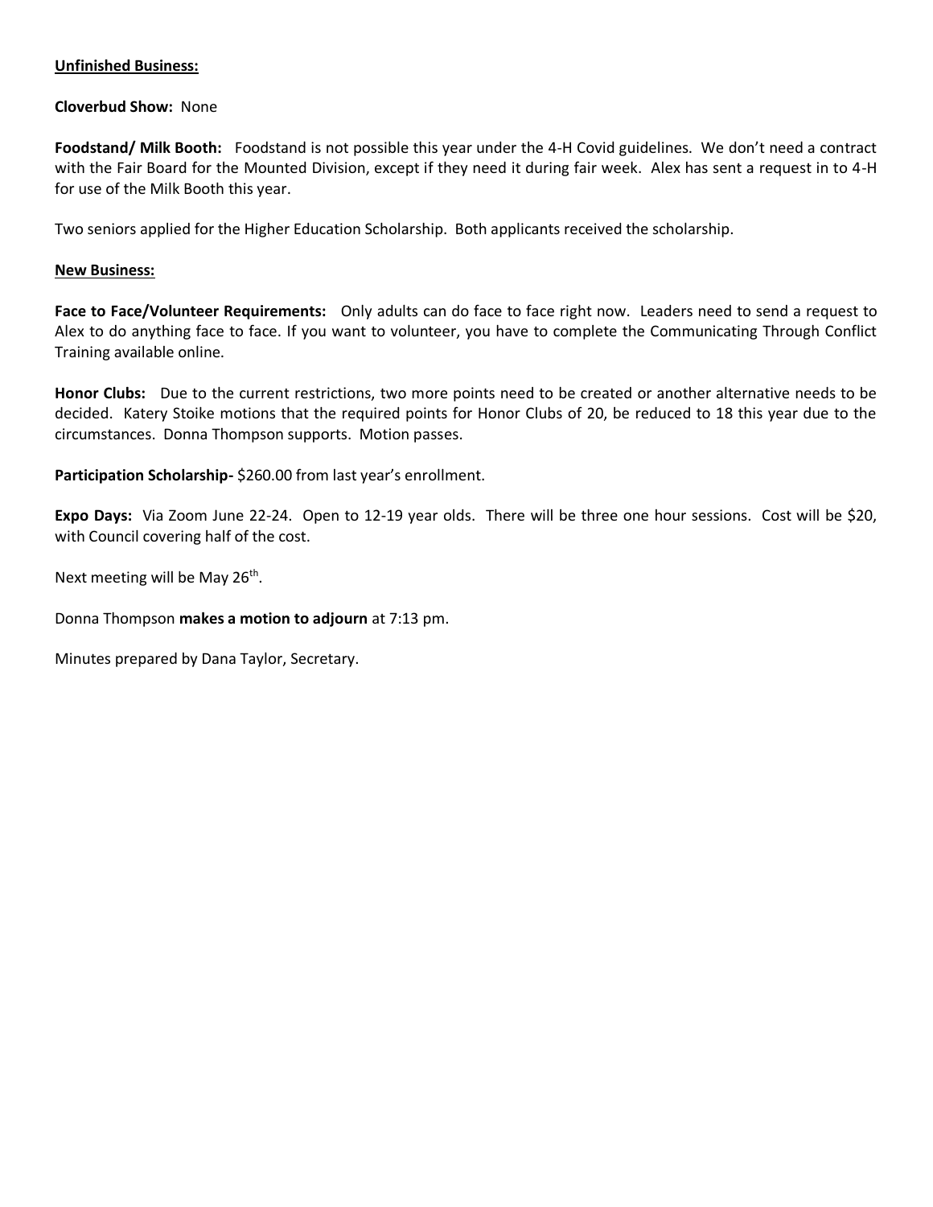**Unfinished Business:**

**Cloverbud Show:** None

**Foodstand/ Milk Booth:** Foodstand is not possible this year under the 4-H Covid guidelines. We don't need a contract with the Fair Board for the Mounted Division, except if they need it during fair week. Alex has sent a request in to 4-H for use of the Milk Booth this year.

Two seniors applied for the Higher Education Scholarship. Both applicants received the scholarship.

**New Business:**

**Face to Face/Volunteer Requirements:** Only adults can do face to face right now. Leaders need to send a request to Alex to do anything face to face. If you want to volunteer, you have to complete the Communicating Through Conflict Training available online.

**Honor Clubs:** Due to the current restrictions, two more points need to be created or another alternative needs to be decided. Katery Stoike motions that the required points for Honor Clubs of 20, be reduced to 18 this year due to the circumstances. Donna Thompson supports. Motion passes.

**Participation Scholarship-** $260.00 from last year's enrollment.

**Expo Days:** Via Zoom June 22-24. Open to 12-19 year olds. There will be three one hour sessions. Cost will be $20, with Council covering half of the cost.

Next meeting will be May 26th.

Donna Thompson **makes a motion to adjourn** at 7:13 pm.

Minutes prepared by Dana Taylor, Secretary.